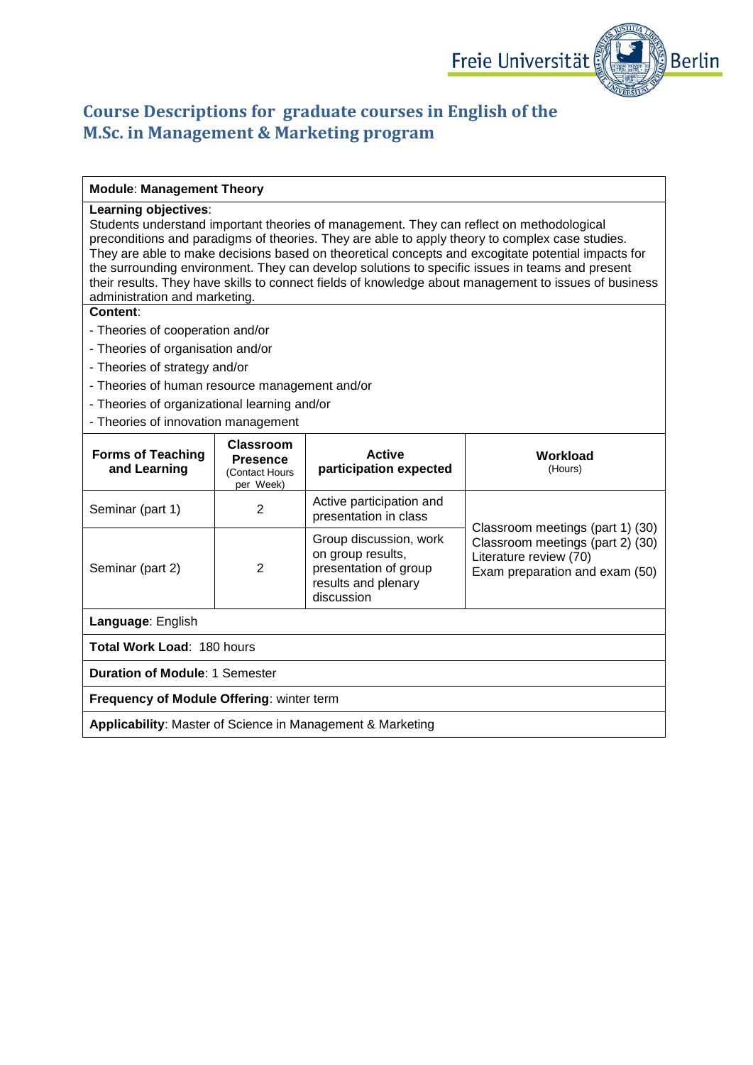# Course Descriptions for graduate courses in English of the M.Sc. in Management & Marketing program

**Module**: **Management Theory**

**Learning objectives**:
Students understand important theories of management. They can reflect on methodological preconditions and paradigms of theories. They are able to apply theory to complex case studies. They are able to make decisions based on theoretical concepts and excogitate potential impacts for the surrounding environment. They can develop solutions to specific issues in teams and present their results. They have skills to connect fields of knowledge about management to issues of business administration and marketing.

**Content**:

- Theories of cooperation and/or
- Theories of organisation and/or
- Theories of strategy and/or
- Theories of human resource management and/or
- Theories of organizational learning and/or
- Theories of innovation management

| Forms of Teaching and Learning | Classroom Presence (Contact Hours per Week) | Active participation expected | Workload (Hours) |
|---|---|---|---|
| Seminar (part 1) | 2 | Active participation and presentation in class | Classroom meetings (part 1) (30) Classroom meetings (part 2) (30) Literature review (70) Exam preparation and exam (50) |
| Seminar (part 2) | 2 | Group discussion, work on group results, presentation of group results and plenary discussion | |

**Language**: English

**Total Work Load**: 180 hours

**Duration of Module**: 1 Semester

**Frequency of Module Offering**: winter term

**Applicability**: Master of Science in Management & Marketing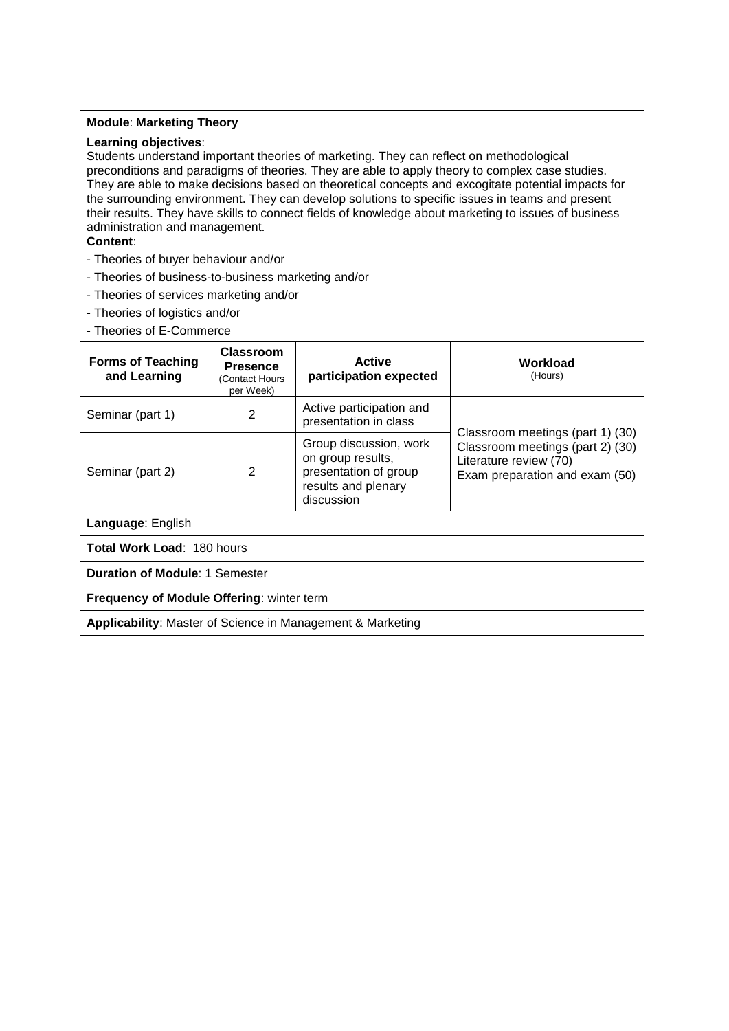**Module**: **Marketing Theory**

**Learning objectives**:
Students understand important theories of marketing. They can reflect on methodological preconditions and paradigms of theories. They are able to apply theory to complex case studies. They are able to make decisions based on theoretical concepts and excogitate potential impacts for the surrounding environment. They can develop solutions to specific issues in teams and present their results. They have skills to connect fields of knowledge about marketing to issues of business administration and management.

**Content**:

- Theories of buyer behaviour and/or
- Theories of business-to-business marketing and/or
- Theories of services marketing and/or
- Theories of logistics and/or
- Theories of E-Commerce

| **Forms of Teaching and Learning** | **Classroom Presence** (Contact Hours per Week) | **Active participation expected** | **Workload** (Hours) |
|---|---|---|---|
| Seminar (part 1) | 2 | Active participation and presentation in class | Classroom meetings (part 1) (30)<br>Classroom meetings (part 2) (30)<br>Literature review (70)<br>Exam preparation and exam (50) |
| Seminar (part 2) | 2 | Group discussion, work on group results, presentation of group results and plenary discussion | |

**Language**: English

**Total Work Load**: 180 hours

**Duration of Module**: 1 Semester

**Frequency of Module Offering**: winter term

**Applicability**: Master of Science in Management & Marketing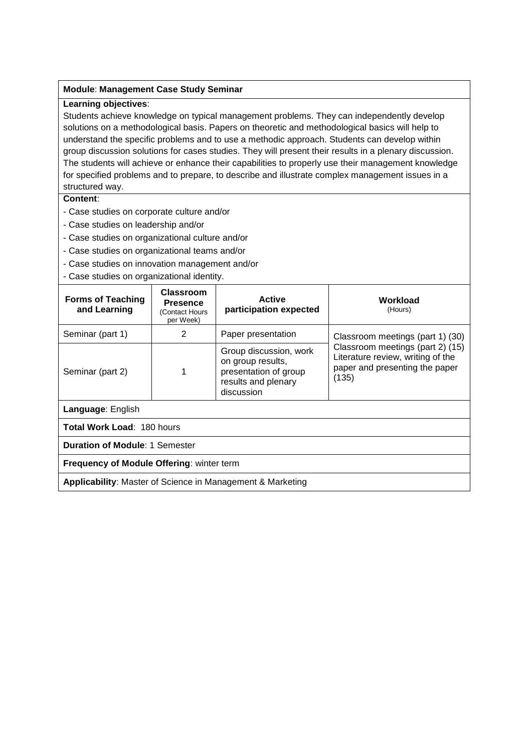**Module**: **Management Case Study Seminar**

**Learning objectives**:

Students achieve knowledge on typical management problems. They can independently develop solutions on a methodological basis. Papers on theoretic and methodological basics will help to understand the specific problems and to use a methodic approach. Students can develop within group discussion solutions for cases studies. They will present their results in a plenary discussion. The students will achieve or enhance their capabilities to properly use their management knowledge for specified problems and to prepare, to describe and illustrate complex management issues in a structured way.

**Content**:

- Case studies on corporate culture and/or
- Case studies on leadership and/or
- Case studies on organizational culture and/or
- Case studies on organizational teams and/or
- Case studies on innovation management and/or
- Case studies on organizational identity.

| Forms of Teaching and Learning | Classroom Presence (Contact Hours per Week) | Active participation expected | Workload (Hours) |
|---|---|---|---|
| Seminar (part 1) | 2 | Paper presentation | Classroom meetings (part 1) (30) Classroom meetings (part 2) (15) Literature review, writing of the paper and presenting the paper (135) |
| Seminar (part 2) | 1 | Group discussion, work on group results, presentation of group results and plenary discussion | |

**Language**: English

**Total Work Load**: 180 hours

**Duration of Module**: 1 Semester

**Frequency of Module Offering**: winter term

**Applicability**: Master of Science in Management & Marketing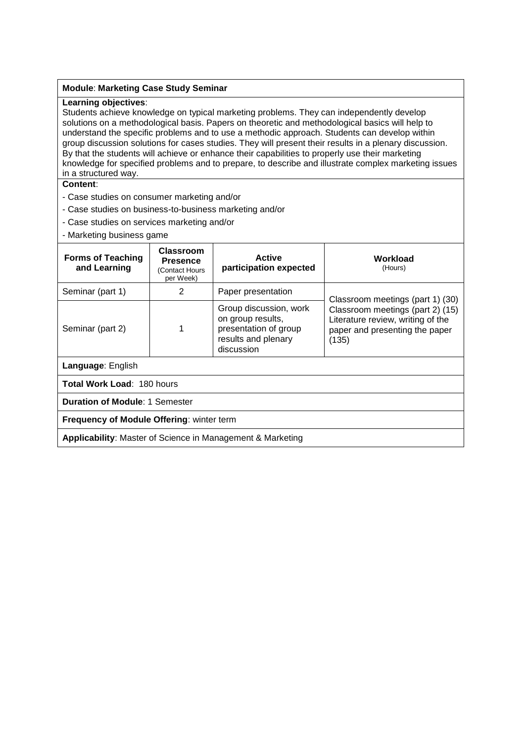**Module**: **Marketing Case Study Seminar**

**Learning objectives**:
Students achieve knowledge on typical marketing problems. They can independently develop solutions on a methodological basis. Papers on theoretic and methodological basics will help to understand the specific problems and to use a methodic approach. Students can develop within group discussion solutions for cases studies. They will present their results in a plenary discussion. By that the students will achieve or enhance their capabilities to properly use their marketing knowledge for specified problems and to prepare, to describe and illustrate complex marketing issues in a structured way.

**Content**:

- Case studies on consumer marketing and/or
- Case studies on business-to-business marketing and/or
- Case studies on services marketing and/or
- Marketing business game

| Forms of Teaching and Learning | Classroom Presence (Contact Hours per Week) | Active participation expected | Workload (Hours) |
|---|---|---|---|
| Seminar (part 1) | 2 | Paper presentation | Classroom meetings (part 1) (30) Classroom meetings (part 2) (15) Literature review, writing of the paper and presenting the paper (135) |
| Seminar (part 2) | 1 | Group discussion, work on group results, presentation of group results and plenary discussion | |

**Language**: English

**Total Work Load**: 180 hours

**Duration of Module**: 1 Semester

**Frequency of Module Offering**: winter term

**Applicability**: Master of Science in Management & Marketing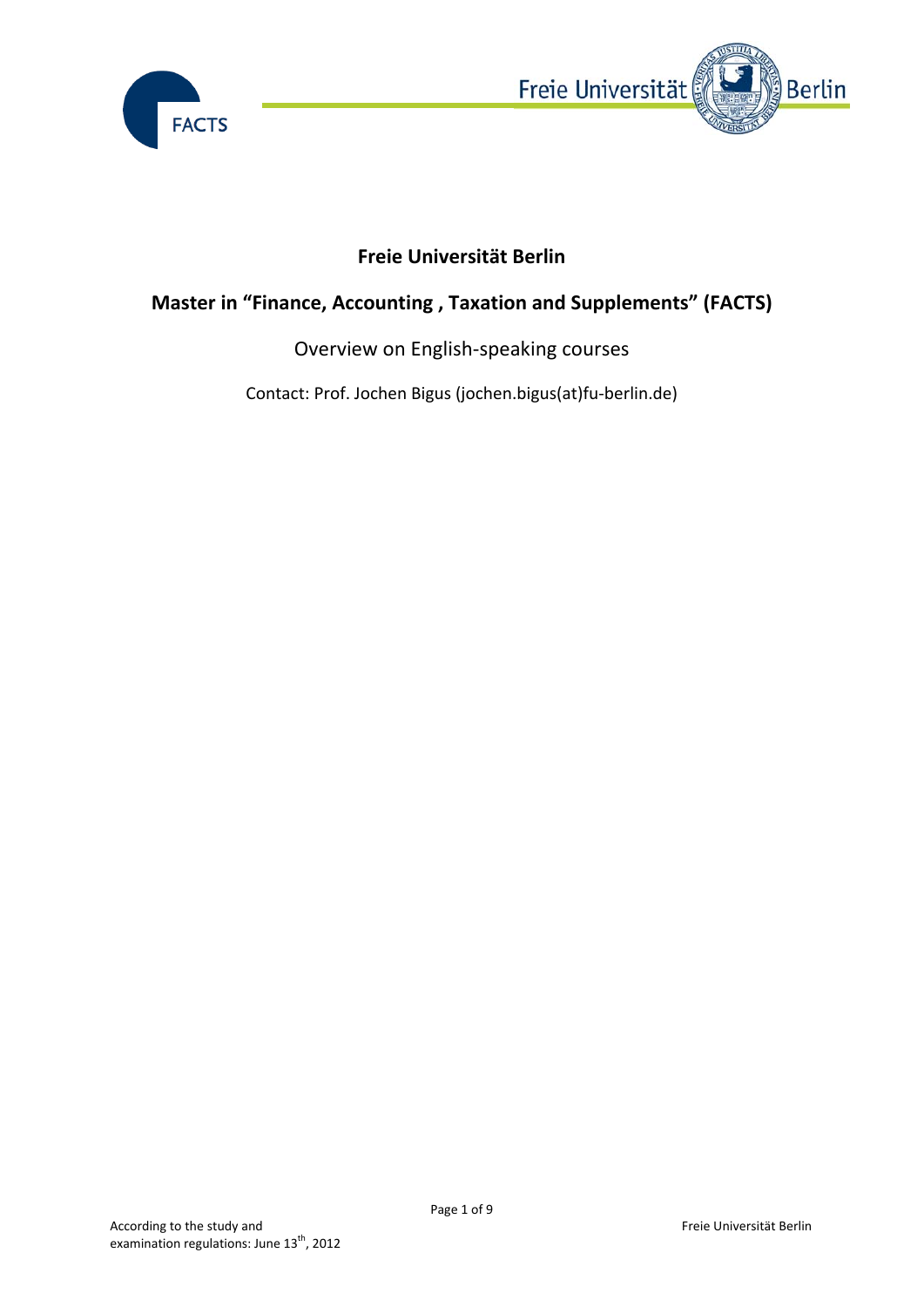# Freie Universität Berlin

## Master in "Finance, Accounting , Taxation and Supplements" (FACTS)

Overview on English-speaking courses

Contact: Prof. Jochen Bigus (jochen.bigus(at)fu-berlin.de)

According to the study and examination regulations: June 13th, 2012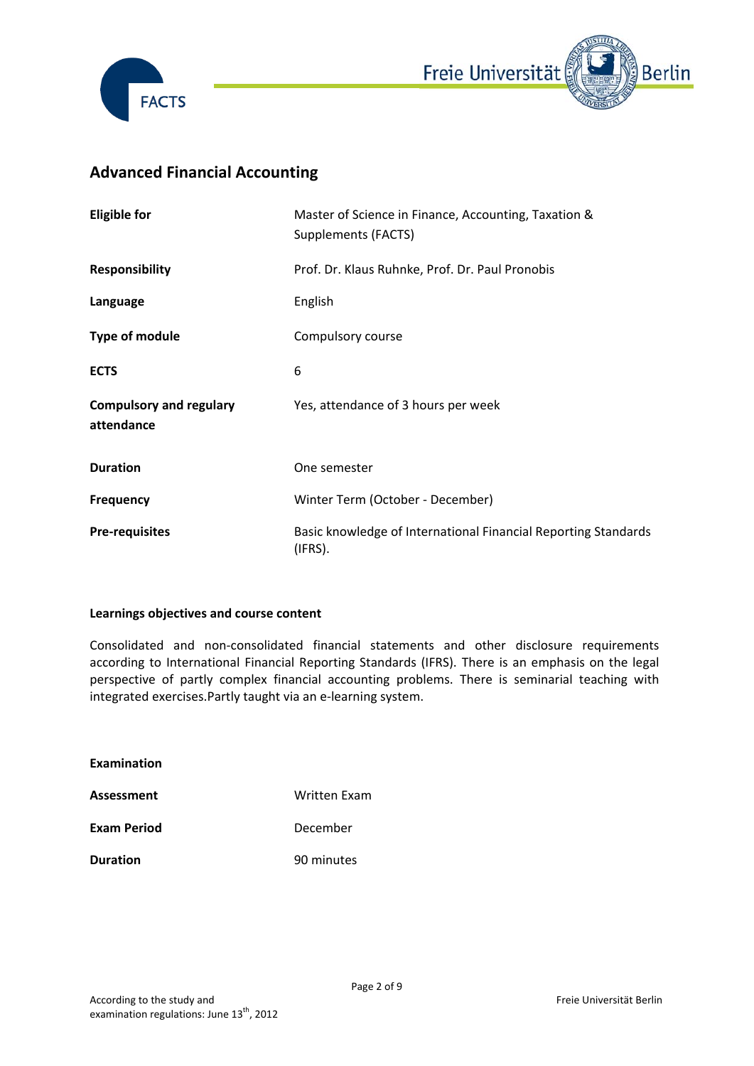## Advanced Financial Accounting

| | |
|---|---|
| **Eligible for** | Master of Science in Finance, Accounting, Taxation & Supplements (FACTS) |
| **Responsibility** | Prof. Dr. Klaus Ruhnke, Prof. Dr. Paul Pronobis |
| **Language** | English |
| **Type of module** | Compulsory course |
| **ECTS** | 6 |
| **Compulsory and regulary attendance** | Yes, attendance of 3 hours per week |
| **Duration** | One semester |
| **Frequency** | Winter Term (October - December) |
| **Pre-requisites** | Basic knowledge of International Financial Reporting Standards (IFRS). |

**Learnings objectives and course content**

Consolidated and non-consolidated financial statements and other disclosure requirements according to International Financial Reporting Standards (IFRS). There is an emphasis on the legal perspective of partly complex financial accounting problems. There is seminarial teaching with integrated exercises.Partly taught via an e-learning system.

**Examination**

| | |
|---|---|
| **Assessment** | Written Exam |
| **Exam Period** | December |
| **Duration** | 90 minutes |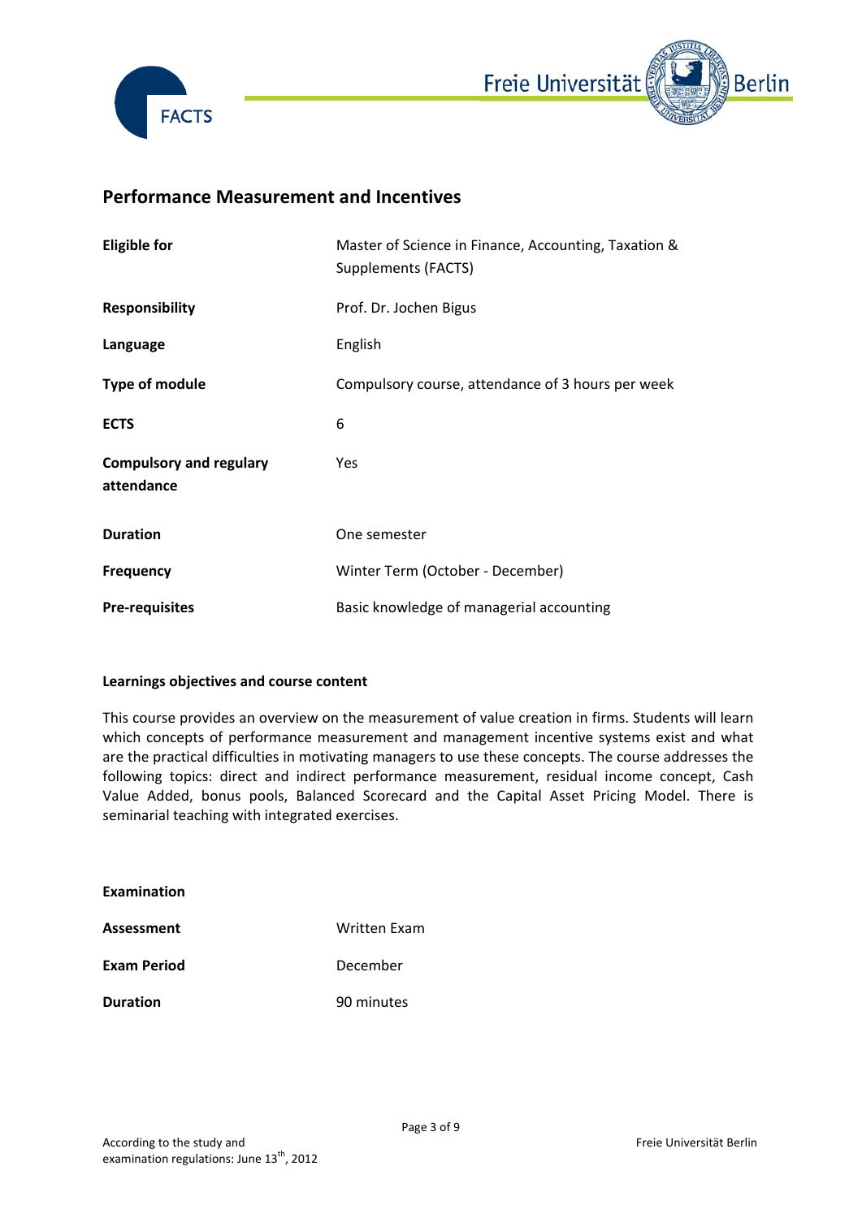## Performance Measurement and Incentives

| | |
|---|---|
| **Eligible for** | Master of Science in Finance, Accounting, Taxation & Supplements (FACTS) |
| **Responsibility** | Prof. Dr. Jochen Bigus |
| **Language** | English |
| **Type of module** | Compulsory course, attendance of 3 hours per week |
| **ECTS** | 6 |
| **Compulsory and regulary attendance** | Yes |
| **Duration** | One semester |
| **Frequency** | Winter Term (October - December) |
| **Pre-requisites** | Basic knowledge of managerial accounting |

**Learnings objectives and course content**

This course provides an overview on the measurement of value creation in firms. Students will learn which concepts of performance measurement and management incentive systems exist and what are the practical difficulties in motivating managers to use these concepts. The course addresses the following topics: direct and indirect performance measurement, residual income concept, Cash Value Added, bonus pools, Balanced Scorecard and the Capital Asset Pricing Model. There is seminarial teaching with integrated exercises.

**Examination**

| | |
|---|---|
| **Assessment** | Written Exam |
| **Exam Period** | December |
| **Duration** | 90 minutes |

According to the study and examination regulations: June 13th, 2012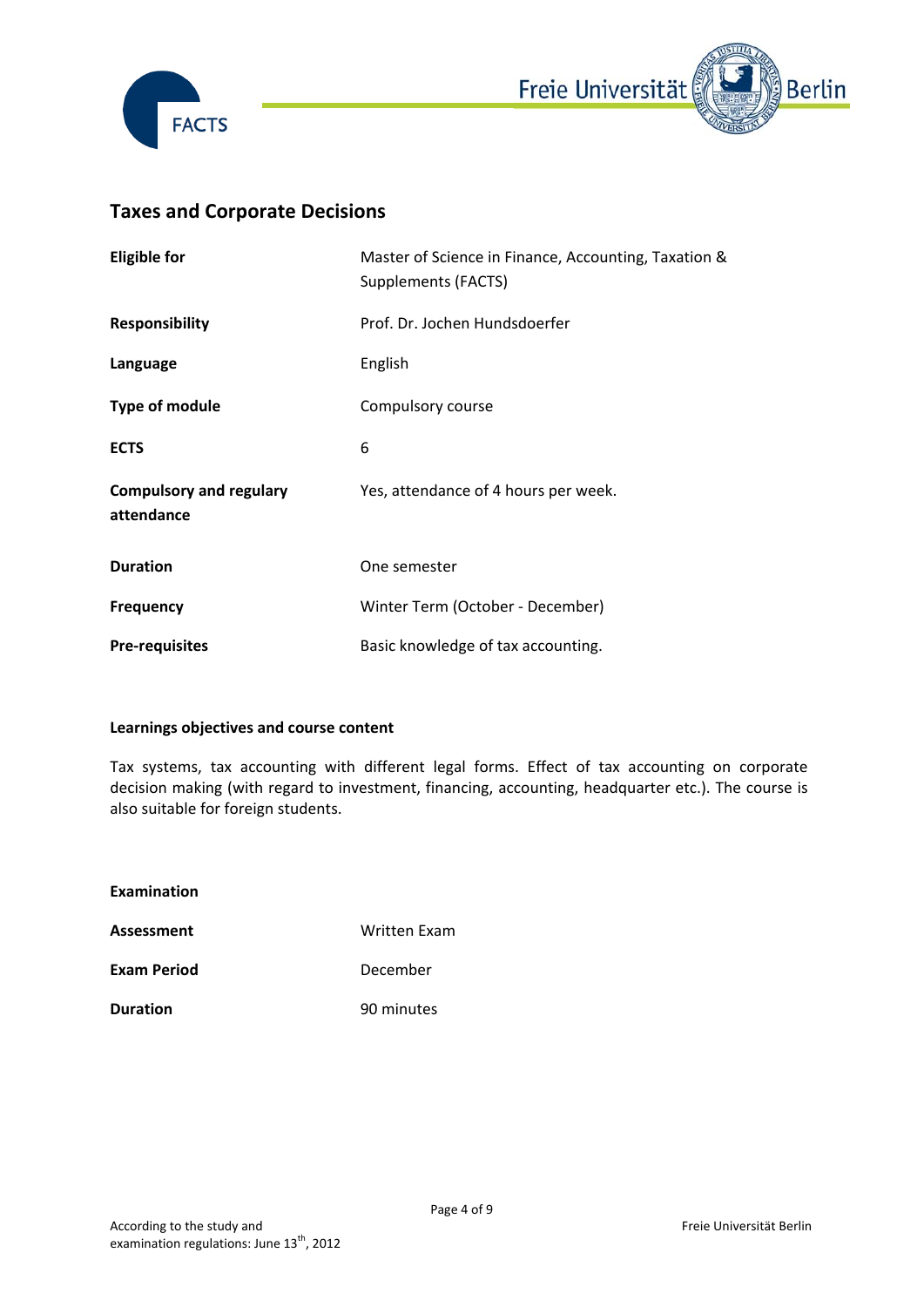## Taxes and Corporate Decisions

| | |
|---|---|
| **Eligible for** | Master of Science in Finance, Accounting, Taxation & Supplements (FACTS) |
| **Responsibility** | Prof. Dr. Jochen Hundsdoerfer |
| **Language** | English |
| **Type of module** | Compulsory course |
| **ECTS** | 6 |
| **Compulsory and regulary attendance** | Yes, attendance of 4 hours per week. |
| **Duration** | One semester |
| **Frequency** | Winter Term (October - December) |
| **Pre-requisites** | Basic knowledge of tax accounting. |

**Learnings objectives and course content**

Tax systems, tax accounting with different legal forms. Effect of tax accounting on corporate decision making (with regard to investment, financing, accounting, headquarter etc.). The course is also suitable for foreign students.

**Examination**

| | |
|---|---|
| **Assessment** | Written Exam |
| **Exam Period** | December |
| **Duration** | 90 minutes |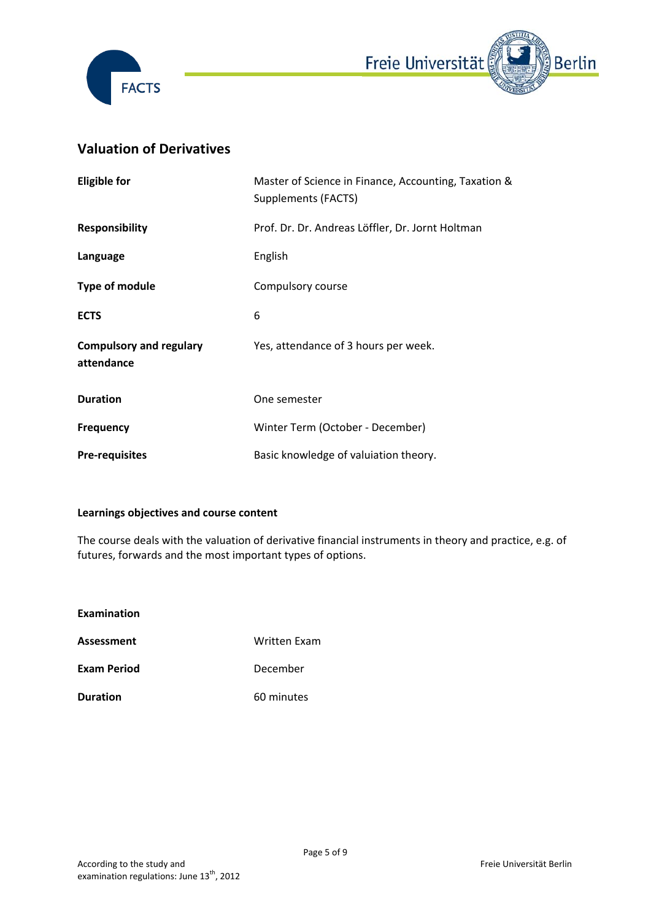## Valuation of Derivatives

| | |
|---|---|
| **Eligible for** | Master of Science in Finance, Accounting, Taxation & Supplements (FACTS) |
| **Responsibility** | Prof. Dr. Dr. Andreas Löffler, Dr. Jornt Holtman |
| **Language** | English |
| **Type of module** | Compulsory course |
| **ECTS** | 6 |
| **Compulsory and regulary attendance** | Yes, attendance of 3 hours per week. |
| **Duration** | One semester |
| **Frequency** | Winter Term (October - December) |
| **Pre-requisites** | Basic knowledge of valuiation theory. |

**Learnings objectives and course content**

The course deals with the valuation of derivative financial instruments in theory and practice, e.g. of futures, forwards and the most important types of options.

**Examination**

| | |
|---|---|
| **Assessment** | Written Exam |
| **Exam Period** | December |
| **Duration** | 60 minutes |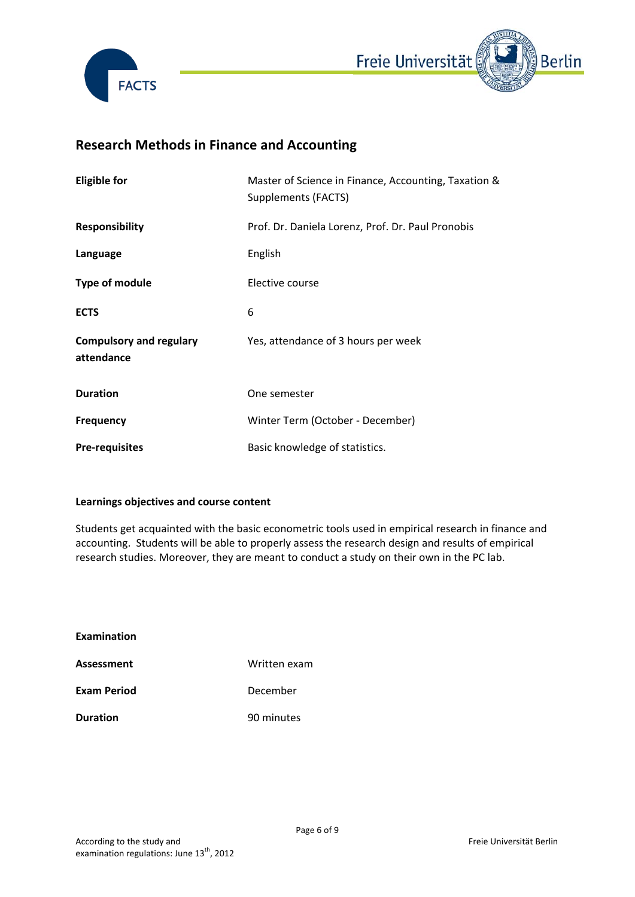## Research Methods in Finance and Accounting

| | |
|---|---|
| **Eligible for** | Master of Science in Finance, Accounting, Taxation & Supplements (FACTS) |
| **Responsibility** | Prof. Dr. Daniela Lorenz, Prof. Dr. Paul Pronobis |
| **Language** | English |
| **Type of module** | Elective course |
| **ECTS** | 6 |
| **Compulsory and regulary attendance** | Yes, attendance of 3 hours per week |
| **Duration** | One semester |
| **Frequency** | Winter Term (October - December) |
| **Pre-requisites** | Basic knowledge of statistics. |

**Learnings objectives and course content**

Students get acquainted with the basic econometric tools used in empirical research in finance and accounting. Students will be able to properly assess the research design and results of empirical research studies. Moreover, they are meant to conduct a study on their own in the PC lab.

**Examination**

| | |
|---|---|
| **Assessment** | Written exam |
| **Exam Period** | December |
| **Duration** | 90 minutes |

According to the study and examination regulations: June 13th, 2012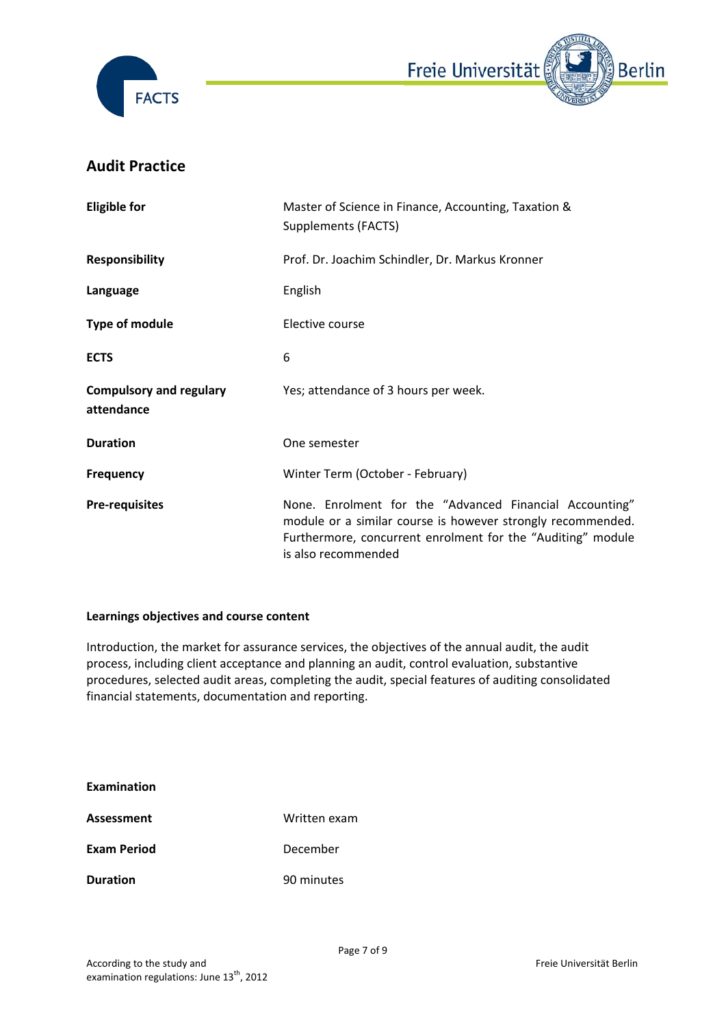## Audit Practice

| | |
|---|---|
| **Eligible for** | Master of Science in Finance, Accounting, Taxation & Supplements (FACTS) |
| **Responsibility** | Prof. Dr. Joachim Schindler, Dr. Markus Kronner |
| **Language** | English |
| **Type of module** | Elective course |
| **ECTS** | 6 |
| **Compulsory and regulary attendance** | Yes; attendance of 3 hours per week. |
| **Duration** | One semester |
| **Frequency** | Winter Term (October - February) |
| **Pre-requisites** | None. Enrolment for the "Advanced Financial Accounting" module or a similar course is however strongly recommended. Furthermore, concurrent enrolment for the "Auditing" module is also recommended |

**Learnings objectives and course content**

Introduction, the market for assurance services, the objectives of the annual audit, the audit process, including client acceptance and planning an audit, control evaluation, substantive procedures, selected audit areas, completing the audit, special features of auditing consolidated financial statements, documentation and reporting.

**Examination**

| | |
|---|---|
| **Assessment** | Written exam |
| **Exam Period** | December |
| **Duration** | 90 minutes |

According to the study and examination regulations: June 13th, 2012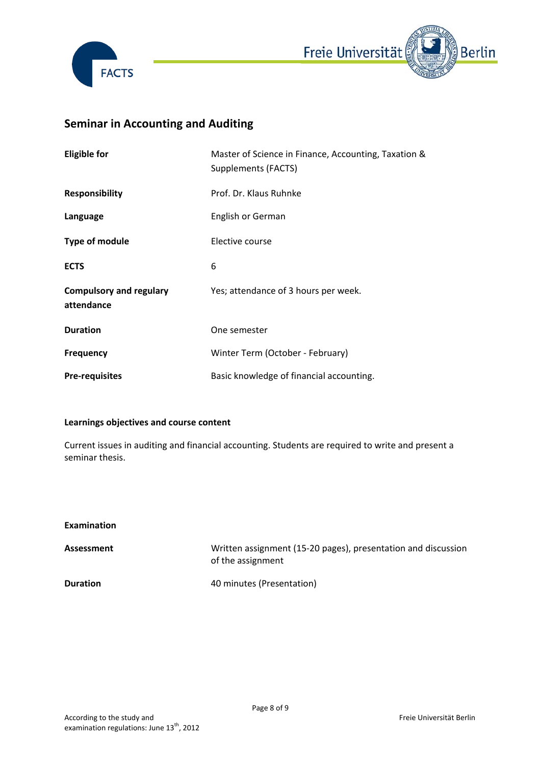## Seminar in Accounting and Auditing

| | |
|---|---|
| **Eligible for** | Master of Science in Finance, Accounting, Taxation & Supplements (FACTS) |
| **Responsibility** | Prof. Dr. Klaus Ruhnke |
| **Language** | English or German |
| **Type of module** | Elective course |
| **ECTS** | 6 |
| **Compulsory and regulary attendance** | Yes; attendance of 3 hours per week. |
| **Duration** | One semester |
| **Frequency** | Winter Term (October - February) |
| **Pre-requisites** | Basic knowledge of financial accounting. |

### Learnings objectives and course content

Current issues in auditing and financial accounting. Students are required to write and present a seminar thesis.

### Examination

| | |
|---|---|
| **Assessment** | Written assignment (15-20 pages), presentation and discussion of the assignment |
| **Duration** | 40 minutes (Presentation) |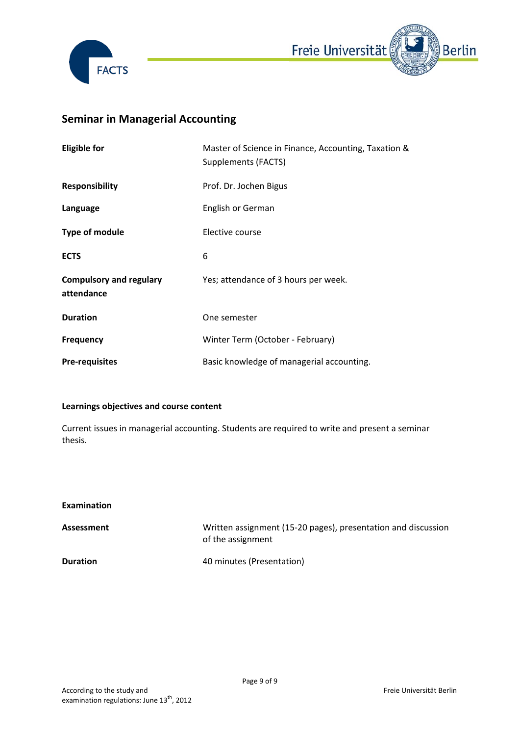## Seminar in Managerial Accounting

| | |
|---|---|
| **Eligible for** | Master of Science in Finance, Accounting, Taxation & Supplements (FACTS) |
| **Responsibility** | Prof. Dr. Jochen Bigus |
| **Language** | English or German |
| **Type of module** | Elective course |
| **ECTS** | 6 |
| **Compulsory and regulary attendance** | Yes; attendance of 3 hours per week. |
| **Duration** | One semester |
| **Frequency** | Winter Term (October - February) |
| **Pre-requisites** | Basic knowledge of managerial accounting. |

### Learnings objectives and course content

Current issues in managerial accounting. Students are required to write and present a seminar thesis.

### Examination

| | |
|---|---|
| **Assessment** | Written assignment (15-20 pages), presentation and discussion of the assignment |
| **Duration** | 40 minutes (Presentation) |